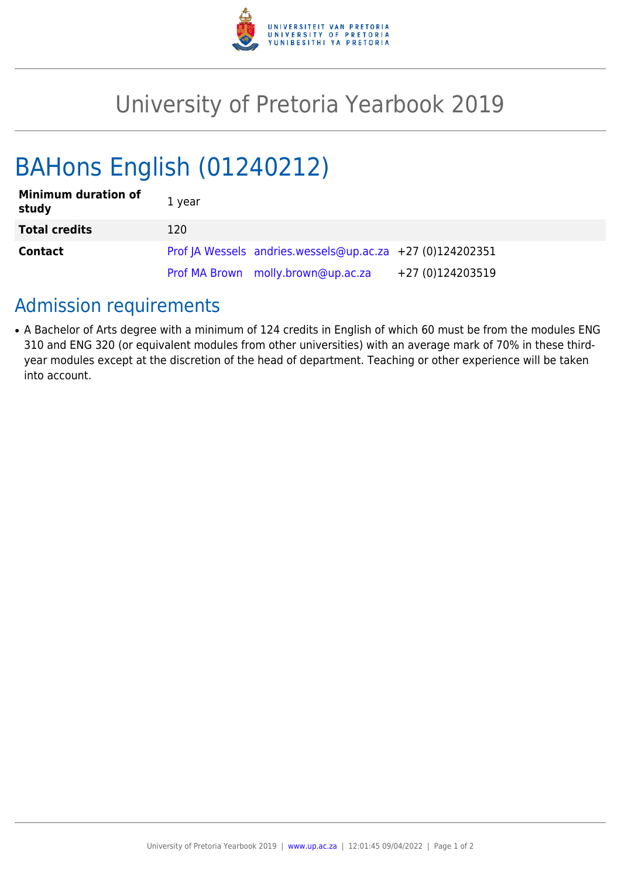# University of Pretoria Yearbook 2019

## BAHons English (01240212)

| | | | |
|---|---|---|---|
| **Minimum duration of study** | 1 year | | |
| **Total credits** | 120 | | |
| **Contact** | Prof JA Wessels | andries.wessels@up.ac.za | +27 (0)124202351 |
| | Prof MA Brown | molly.brown@up.ac.za | +27 (0)124203519 |

## Admission requirements

- A Bachelor of Arts degree with a minimum of 124 credits in English of which 60 must be from the modules ENG 310 and ENG 320 (or equivalent modules from other universities) with an average mark of 70% in these third-year modules except at the discretion of the head of department. Teaching or other experience will be taken into account.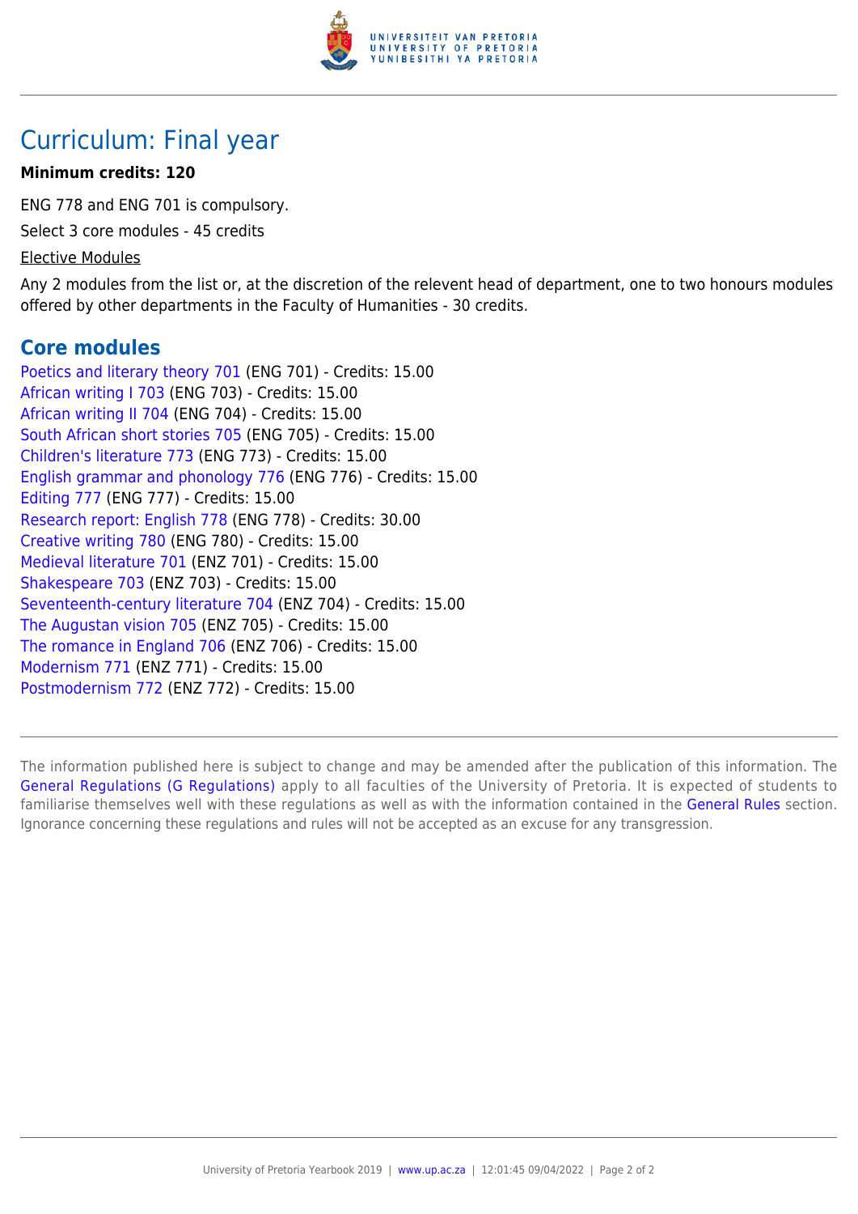## Curriculum: Final year

**Minimum credits: 120**

ENG 778 and ENG 701 is compulsory.

Select 3 core modules - 45 credits

Elective Modules

Any 2 modules from the list or, at the discretion of the relevent head of department, one to two honours modules offered by other departments in the Faculty of Humanities - 30 credits.

### Core modules

Poetics and literary theory 701 (ENG 701) - Credits: 15.00
African writing I 703 (ENG 703) - Credits: 15.00
African writing II 704 (ENG 704) - Credits: 15.00
South African short stories 705 (ENG 705) - Credits: 15.00
Children's literature 773 (ENG 773) - Credits: 15.00
English grammar and phonology 776 (ENG 776) - Credits: 15.00
Editing 777 (ENG 777) - Credits: 15.00
Research report: English 778 (ENG 778) - Credits: 30.00
Creative writing 780 (ENG 780) - Credits: 15.00
Medieval literature 701 (ENZ 701) - Credits: 15.00
Shakespeare 703 (ENZ 703) - Credits: 15.00
Seventeenth-century literature 704 (ENZ 704) - Credits: 15.00
The Augustan vision 705 (ENZ 705) - Credits: 15.00
The romance in England 706 (ENZ 706) - Credits: 15.00
Modernism 771 (ENZ 771) - Credits: 15.00
Postmodernism 772 (ENZ 772) - Credits: 15.00

The information published here is subject to change and may be amended after the publication of this information. The General Regulations (G Regulations) apply to all faculties of the University of Pretoria. It is expected of students to familiarise themselves well with these regulations as well as with the information contained in the General Rules section. Ignorance concerning these regulations and rules will not be accepted as an excuse for any transgression.